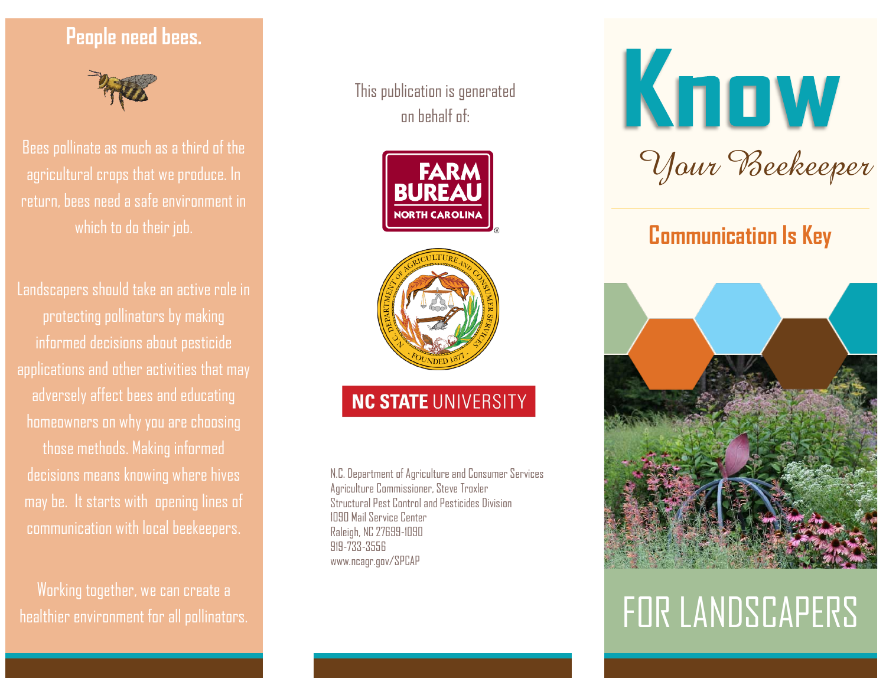## People need bees.

Bees pollinate as much as a third of the agricultural crops that we produce. In return, bees need a safe environment in which to do their job.

Landscapers should take an active role in protecting pollinators by making informed decisions about pesticide applications and other activities that may adversely affect bees and educating homeowners on why you are choosing those methods. Making informed decisions means knowing where hives may be. It starts with opening lines of communication with local beekeepers.

Working together, we can create a healthier environment for all pollinators.

This publication is generated on behalf of:

FARM BUREAU NORTH CAROLINA

NC STATE UNIVERSITY

N.C. Department of Agriculture and Consumer Services
Agriculture Commissioner, Steve Troxler
Structural Pest Control and Pesticides Division
1090 Mail Service Center
Raleigh, NC 27699-1090
919-733-3556
www.ncagr.gov/SPCAP

# Know

*Your Beekeeper*

## Communication Is Key

# FOR LANDSCAPERS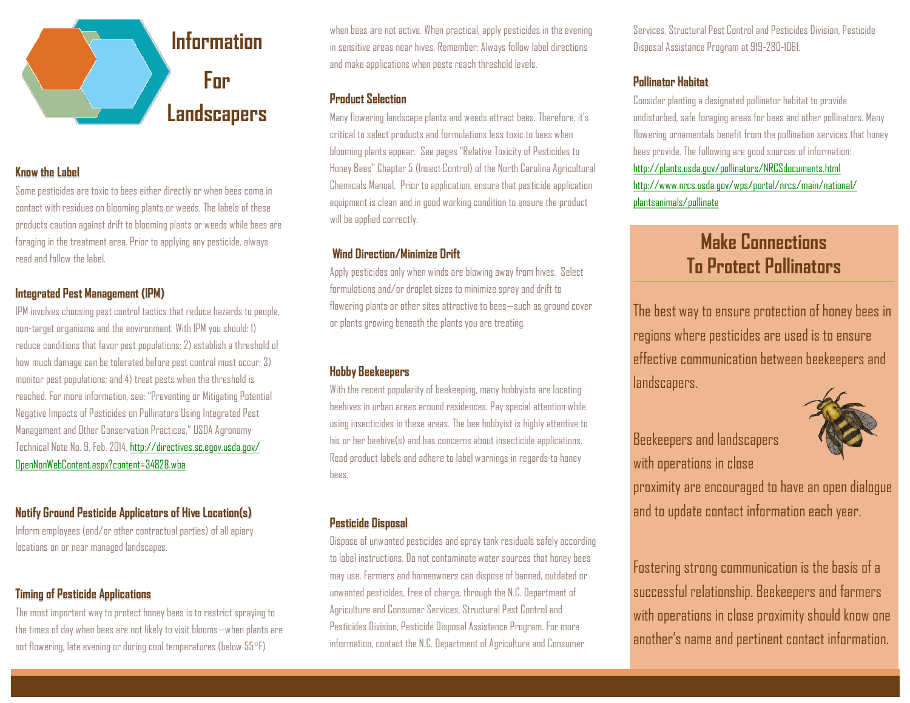# Information For Landscapers

### Know the Label

Some pesticides are toxic to bees either directly or when bees come in contact with residues on blooming plants or weeds. The labels of these products caution against drift to blooming plants or weeds while bees are foraging in the treatment area. Prior to applying any pesticide, always read and follow the label.

### Integrated Pest Management (IPM)

IPM involves choosing pest control tactics that reduce hazards to people, non-target organisms and the environment. With IPM you should: 1) reduce conditions that favor pest populations; 2) establish a threshold of how much damage can be tolerated before pest control must occur; 3) monitor pest populations; and 4) treat pests when the threshold is reached. For more information, see: "Preventing or Mitigating Potential Negative Impacts of Pesticides on Pollinators Using Integrated Pest Management and Other Conservation Practices," USDA Agronomy Technical Note No. 9, Feb. 2014, http://directives.sc.egov.usda.gov/OpenNonWebContent.aspx?content=34828.wba

### Notify Ground Pesticide Applicators of Hive Location(s)

Inform employees (and/or other contractual parties) of all apiary locations on or near managed landscapes.

### Timing of Pesticide Applications

The most important way to protect honey bees is to restrict spraying to the times of day when bees are not likely to visit blooms—when plants are not flowering, late evening or during cool temperatures (below 55°F) when bees are not active. When practical, apply pesticides in the evening in sensitive areas near hives. Remember: Always follow label directions and make applications when pests reach threshold levels.

### Product Selection

Many flowering landscape plants and weeds attract bees. Therefore, it's critical to select products and formulations less toxic to bees when blooming plants appear. See pages "Relative Toxicity of Pesticides to Honey Bees" Chapter 5 (Insect Control) of the North Carolina Agricultural Chemicals Manual. Prior to application, ensure that pesticide application equipment is clean and in good working condition to ensure the product will be applied correctly.

### Wind Direction/Minimize Drift

Apply pesticides only when winds are blowing away from hives. Select formulations and/or droplet sizes to minimize spray and drift to flowering plants or other sites attractive to bees—such as ground cover or plants growing beneath the plants you are treating.

### Hobby Beekeepers

With the recent popularity of beekeeping, many hobbyists are locating beehives in urban areas around residences. Pay special attention while using insecticides in these areas. The bee hobbyist is highly attentive to his or her beehive(s) and has concerns about insecticide applications. Read product labels and adhere to label warnings in regards to honey bees.

### Pesticide Disposal

Dispose of unwanted pesticides and spray tank residuals safely according to label instructions. Do not contaminate water sources that honey bees may use. Farmers and homeowners can dispose of banned, outdated or unwanted pesticides, free of charge, through the N.C. Department of Agriculture and Consumer Services, Structural Pest Control and Pesticides Division, Pesticide Disposal Assistance Program. For more information, contact the N.C. Department of Agriculture and Consumer Services, Structural Pest Control and Pesticides Division, Pesticide Disposal Assistance Program at 919-280-1061.

### Pollinator Habitat

Consider planting a designated pollinator habitat to provide undisturbed, safe foraging areas for bees and other pollinators. Many flowering ornamentals benefit from the pollination services that honey bees provide. The following are good sources of information:

http://plants.usda.gov/pollinators/NRCSdocuments.html

http://www.nrcs.usda.gov/wps/portal/nrcs/main/national/plantsanimals/pollinate

## Make Connections To Protect Pollinators

The best way to ensure protection of honey bees in regions where pesticides are used is to ensure effective communication between beekeepers and landscapers.

Beekeepers and landscapers with operations in close proximity are encouraged to have an open dialogue and to update contact information each year.

Fostering strong communication is the basis of a successful relationship. Beekeepers and farmers with operations in close proximity should know one another's name and pertinent contact information.